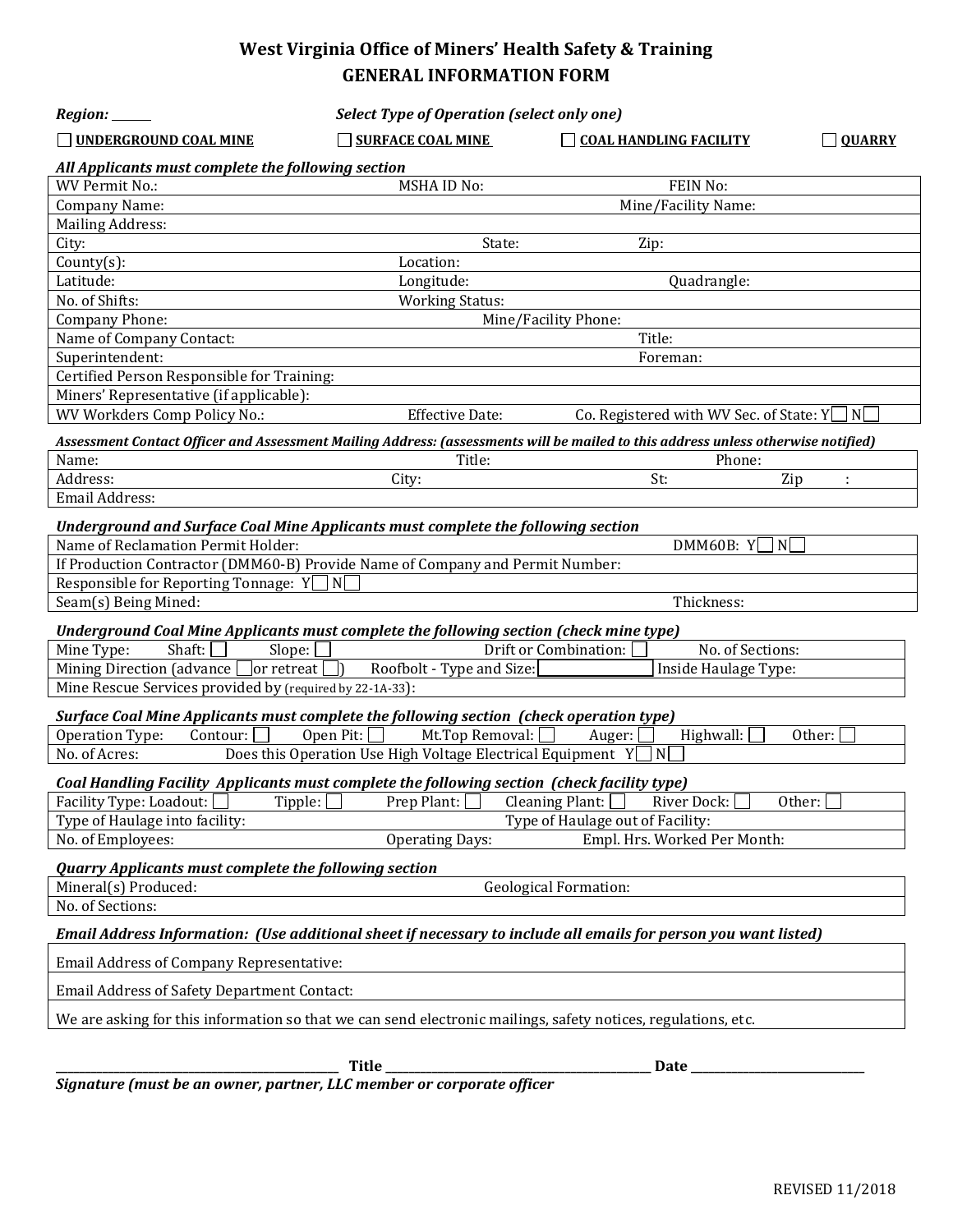# West Virginia Office of Miners' Health Safety & Training
## GENERAL INFORMATION FORM

***Region:*** ______ ***Select Type of Operation (select only one)***

☐ **UNDERGROUND COAL MINE** ☐ **SURFACE COAL MINE** ☐ **COAL HANDLING FACILITY** ☐ **QUARRY**

***All Applicants must complete the following section***

| | | |
|---|---|---|
| WV Permit No.: | MSHA ID No: | FEIN No: |
| Company Name: | | Mine/Facility Name: |
| Mailing Address: | | |
| City: | State: | Zip: |
| County(s): | Location: | |
| Latitude: | Longitude: | Quadrangle: |
| No. of Shifts: | Working Status: | |
| Company Phone: | Mine/Facility Phone: | |
| Name of Company Contact: | | Title: |
| Superintendent: | | Foreman: |
| Certified Person Responsible for Training: | | |
| Miners' Representative (if applicable): | | |
| WV Workders Comp Policy No.: | Effective Date: | Co. Registered with WV Sec. of State: Y☐ N☐ |

***Assessment Contact Officer and Assessment Mailing Address: (assessments will be mailed to this address unless otherwise notified)***

| | | | |
|---|---|---|---|
| Name: | Title: | Phone: | |
| Address: | City: | St: | Zip : |
| Email Address: | | | |

***Underground and Surface Coal Mine Applicants must complete the following section***

| | |
|---|---|
| Name of Reclamation Permit Holder: | DMM60B: Y☐ N☐ |
| If Production Contractor (DMM60-B) Provide Name of Company and Permit Number: | |
| Responsible for Reporting Tonnage: Y☐ N☐ | |
| Seam(s) Being Mined: | Thickness: |

***Underground Coal Mine Applicants must complete the following section (check mine type)***

| | | |
|---|---|---|
| Mine Type: Shaft: ☐ Slope: ☐ | Drift or Combination: ☐ | No. of Sections: |
| Mining Direction (advance ☐ or retreat ☐) | Roofbolt - Type and Size: | Inside Haulage Type: |
| Mine Rescue Services provided by (required by 22-1A-33): | | |

***Surface Coal Mine Applicants must complete the following section (check operation type)***

| |
|---|
| Operation Type: Contour: ☐ Open Pit: ☐ Mt.Top Removal: ☐ Auger: ☐ Highwall: ☐ Other: ☐ |
| No. of Acres: Does this Operation Use High Voltage Electrical Equipment Y☐ N☐ |

***Coal Handling Facility Applicants must complete the following section (check facility type)***

| | | |
|---|---|---|
| Facility Type: Loadout: ☐ Tipple: ☐ Prep Plant: ☐ Cleaning Plant: ☐ River Dock: ☐ Other: ☐ | | |
| Type of Haulage into facility: | Type of Haulage out of Facility: | |
| No. of Employees: | Operating Days: | Empl. Hrs. Worked Per Month: |

***Quarry Applicants must complete the following section***

| | |
|---|---|
| Mineral(s) Produced: | Geological Formation: |
| No. of Sections: | |

***Email Address Information: (Use additional sheet if necessary to include all emails for person you want listed)***

| |
|---|
| Email Address of Company Representative: |
| Email Address of Safety Department Contact: |
| We are asking for this information so that we can send electronic mailings, safety notices, regulations, etc. |

______________________________ **Title** ______________________________ **Date** ____________________

***Signature (must be an owner, partner, LLC member or corporate officer***

REVISED 11/2018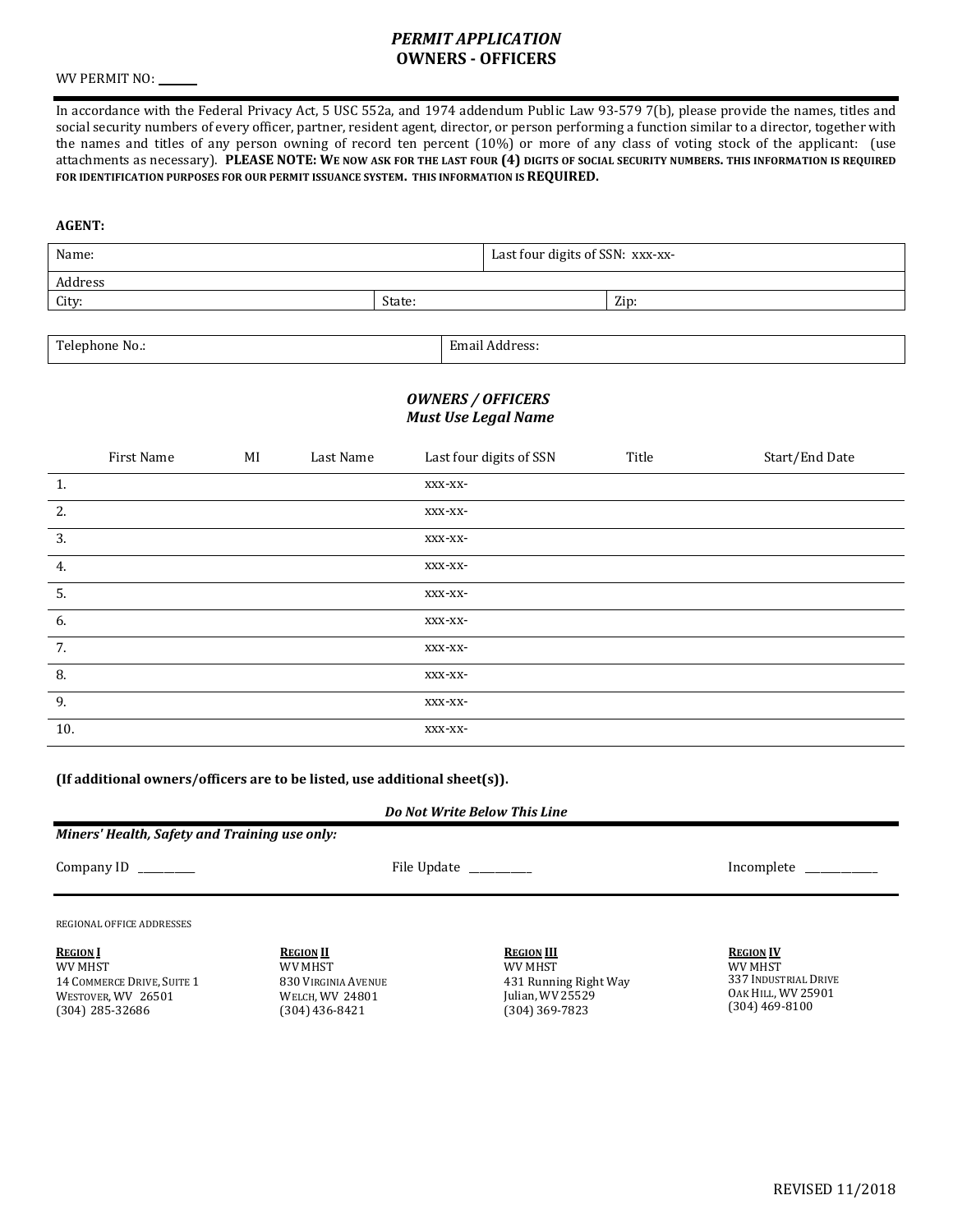## *PERMIT APPLICATION*
## OWNERS - OFFICERS

WV PERMIT NO: ______

In accordance with the Federal Privacy Act, 5 USC 552a, and 1974 addendum Public Law 93-579 7(b), please provide the names, titles and social security numbers of every officer, partner, resident agent, director, or person performing a function similar to a director, together with the names and titles of any person owning of record ten percent (10%) or more of any class of voting stock of the applicant: (use attachments as necessary). **PLEASE NOTE: WE NOW ASK FOR THE LAST FOUR (4) DIGITS OF SOCIAL SECURITY NUMBERS. THIS INFORMATION IS REQUIRED FOR IDENTIFICATION PURPOSES FOR OUR PERMIT ISSUANCE SYSTEM. THIS INFORMATION IS REQUIRED.**

**AGENT:**

| | | |
|---|---|---|
| Name: | | Last four digits of SSN: xxx-xx- |
| Address | | |
| City: | State: | Zip: |

| | |
|---|---|
| Telephone No.: | Email Address: |

### *OWNERS / OFFICERS*
### *Must Use Legal Name*

| | First Name | MI | Last Name | Last four digits of SSN | Title | Start/End Date |
|---|---|---|---|---|---|---|
| 1. | | | | xxx-xx- | | |
| 2. | | | | xxx-xx- | | |
| 3. | | | | xxx-xx- | | |
| 4. | | | | xxx-xx- | | |
| 5. | | | | xxx-xx- | | |
| 6. | | | | xxx-xx- | | |
| 7. | | | | xxx-xx- | | |
| 8. | | | | xxx-xx- | | |
| 9. | | | | xxx-xx- | | |
| 10. | | | | xxx-xx- | | |

**(If additional owners/officers are to be listed, use additional sheet(s)).**

***Do Not Write Below This Line***

***Miners' Health, Safety and Training use only:***

Company ID __________ File Update __________ Incomplete ____________

REGIONAL OFFICE ADDRESSES

**REGION I**
WV MHST
14 COMMERCE DRIVE, SUITE 1
WESTOVER, WV 26501
(304) 285-32686

**REGION II**
WV MHST
830 VIRGINIA AVENUE
WELCH, WV 24801
(304) 436-8421

**REGION III**
WV MHST
431 Running Right Way
Julian, WV 25529
(304) 369-7823

**REGION IV**
WV MHST
337 INDUSTRIAL DRIVE
OAK HILL, WV 25901
(304) 469-8100

REVISED 11/2018